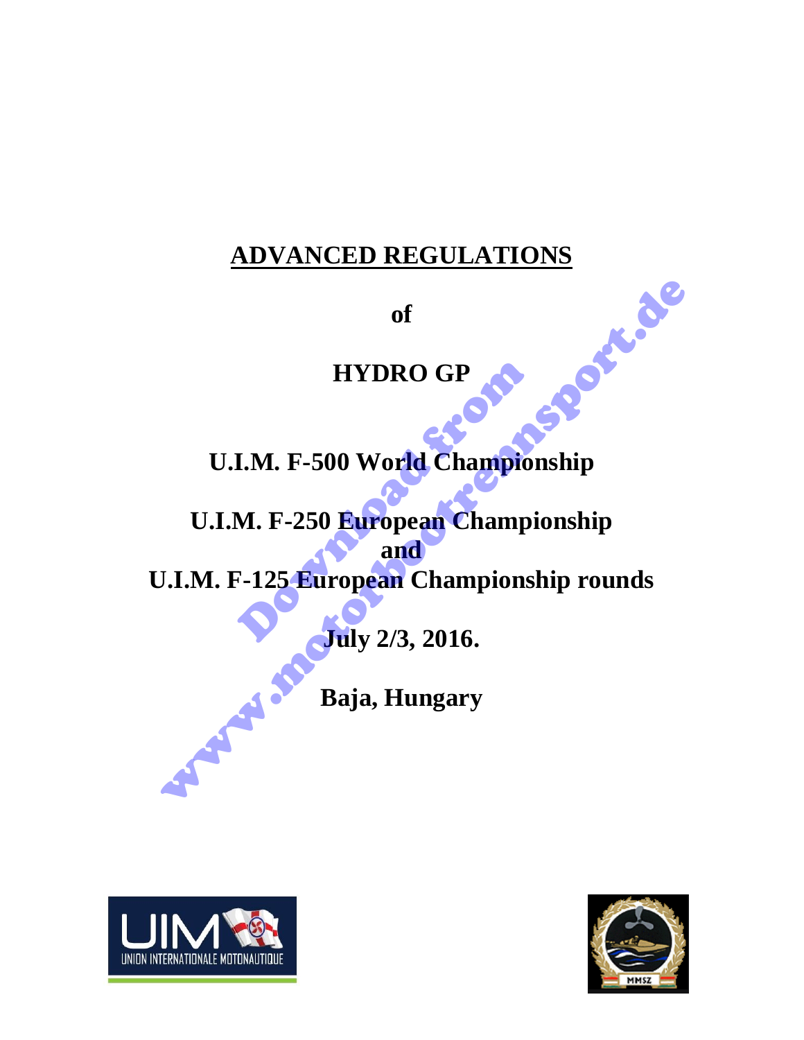# ADVANCED REGULATIONS

**of**

**HYDRO GP**

**U.I.M. F-500 World Championship**

**U.I.M. F-250 European Championship**
**and**
**U.I.M. F-125 European Championship rounds**

**July 2/3, 2016.**

**Baja, Hungary**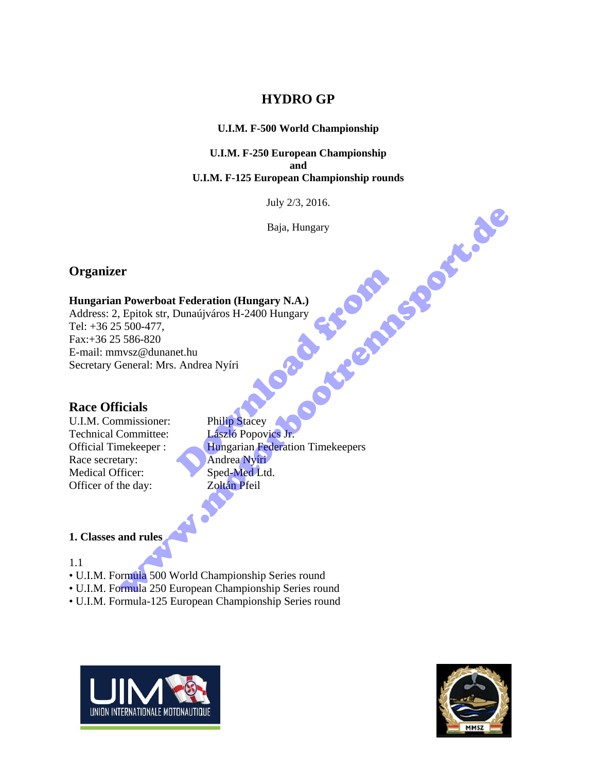# HYDRO GP

**U.I.M. F-500 World Championship**

**U.I.M. F-250 European Championship**
**and**
**U.I.M. F-125 European Championship rounds**

July 2/3, 2016.

Baja, Hungary

## Organizer

**Hungarian Powerboat Federation (Hungary N.A.)**
Address: 2, Epitok str, Dunaújváros H-2400 Hungary
Tel: +36 25 500-477,
Fax:+36 25 586-820
E-mail: mmvsz@dunanet.hu
Secretary General: Mrs. Andrea Nyíri

## Race Officials

| | |
|---|---|
| U.I.M. Commissioner: | Philip Stacey |
| Technical Committee: | László Popovics Jr. |
| Official Timekeeper : | Hungarian Federation Timekeepers |
| Race secretary: | Andrea Nyíri |
| Medical Officer: | Sped-Med Ltd. |
| Officer of the day: | Zoltán Pfeil |

### 1. Classes and rules

1.1
- U.I.M. Formula 500 World Championship Series round
- U.I.M. Formula 250 European Championship Series round
- U.I.M. Formula-125 European Championship Series round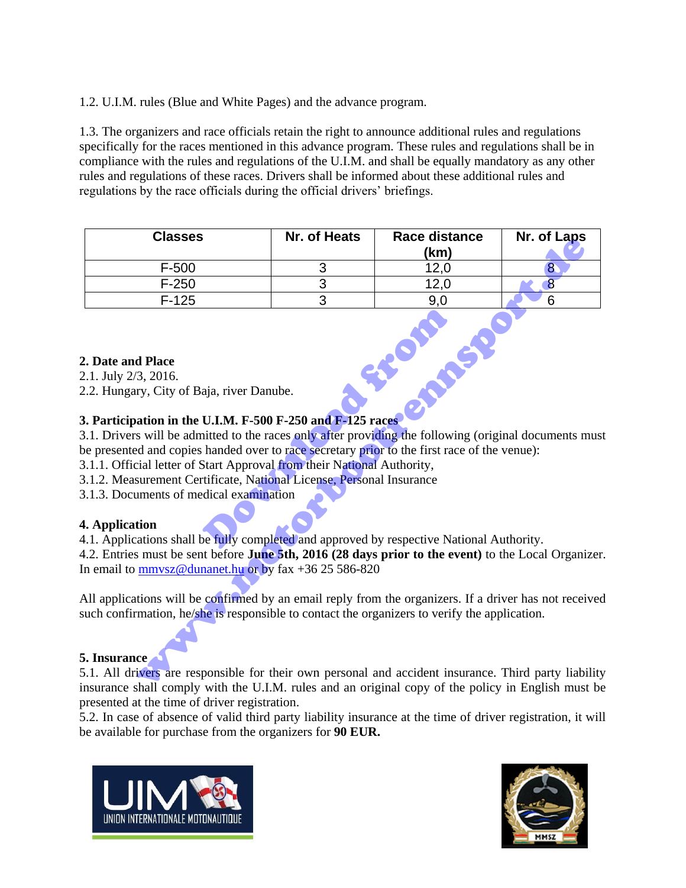1.2. U.I.M. rules (Blue and White Pages) and the advance program.

1.3. The organizers and race officials retain the right to announce additional rules and regulations specifically for the races mentioned in this advance program. These rules and regulations shall be in compliance with the rules and regulations of the U.I.M. and shall be equally mandatory as any other rules and regulations of these races. Drivers shall be informed about these additional rules and regulations by the race officials during the official drivers' briefings.

| Classes | Nr. of Heats | Race distance (km) | Nr. of Laps |
|---|---|---|---|
| F-500 | 3 | 12,0 | 8 |
| F-250 | 3 | 12,0 | 8 |
| F-125 | 3 | 9,0 | 6 |

**2. Date and Place**

2.1. July 2/3, 2016.

2.2. Hungary, City of Baja, river Danube.

**3. Participation in the U.I.M. F-500 F-250 and F-125 races**

3.1. Drivers will be admitted to the races only after providing the following (original documents must be presented and copies handed over to race secretary prior to the first race of the venue):

3.1.1. Official letter of Start Approval from their National Authority,

3.1.2. Measurement Certificate, National License, Personal Insurance

3.1.3. Documents of medical examination

**4. Application**

4.1. Applications shall be fully completed and approved by respective National Authority.

4.2. Entries must be sent before **June 5th, 2016 (28 days prior to the event)** to the Local Organizer. In email to mmvsz@dunanet.hu or by fax +36 25 586-820

All applications will be confirmed by an email reply from the organizers. If a driver has not received such confirmation, he/she is responsible to contact the organizers to verify the application.

**5. Insurance**

5.1. All drivers are responsible for their own personal and accident insurance. Third party liability insurance shall comply with the U.I.M. rules and an original copy of the policy in English must be presented at the time of driver registration.

5.2. In case of absence of valid third party liability insurance at the time of driver registration, it will be available for purchase from the organizers for **90 EUR.**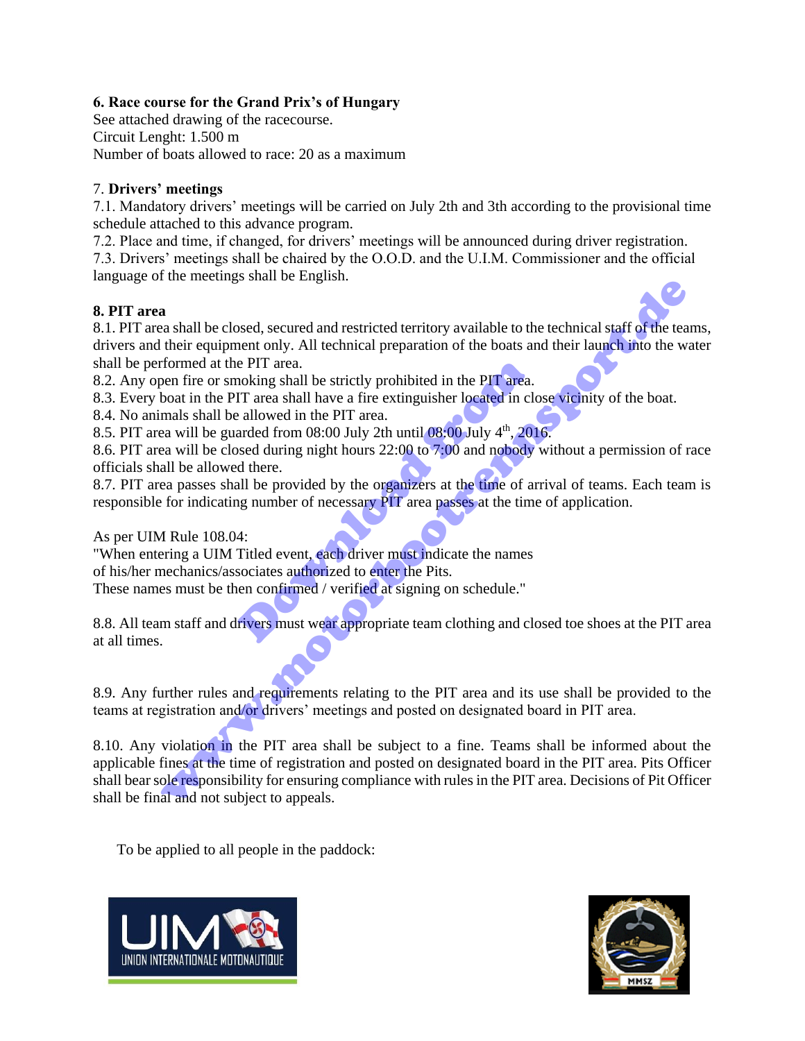**6. Race course for the Grand Prix's of Hungary**
See attached drawing of the racecourse.
Circuit Lenght: 1.500 m
Number of boats allowed to race: 20 as a maximum

7. **Drivers' meetings**
7.1. Mandatory drivers' meetings will be carried on July 2th and 3th according to the provisional time schedule attached to this advance program.
7.2. Place and time, if changed, for drivers' meetings will be announced during driver registration.
7.3. Drivers' meetings shall be chaired by the O.O.D. and the U.I.M. Commissioner and the official language of the meetings shall be English.

**8. PIT area**
8.1. PIT area shall be closed, secured and restricted territory available to the technical staff of the teams, drivers and their equipment only. All technical preparation of the boats and their launch into the water shall be performed at the PIT area.
8.2. Any open fire or smoking shall be strictly prohibited in the PIT area.
8.3. Every boat in the PIT area shall have a fire extinguisher located in close vicinity of the boat.
8.4. No animals shall be allowed in the PIT area.
8.5. PIT area will be guarded from 08:00 July 2th until 08:00 July 4th, 2016.
8.6. PIT area will be closed during night hours 22:00 to 7:00 and nobody without a permission of race officials shall be allowed there.
8.7. PIT area passes shall be provided by the organizers at the time of arrival of teams. Each team is responsible for indicating number of necessary PIT area passes at the time of application.

As per UIM Rule 108.04:
"When entering a UIM Titled event, each driver must indicate the names of his/her mechanics/associates authorized to enter the Pits.
These names must be then confirmed / verified at signing on schedule."

8.8. All team staff and drivers must wear appropriate team clothing and closed toe shoes at the PIT area at all times.

8.9. Any further rules and requirements relating to the PIT area and its use shall be provided to the teams at registration and/or drivers' meetings and posted on designated board in PIT area.

8.10. Any violation in the PIT area shall be subject to a fine. Teams shall be informed about the applicable fines at the time of registration and posted on designated board in the PIT area. Pits Officer shall bear sole responsibility for ensuring compliance with rules in the PIT area. Decisions of Pit Officer shall be final and not subject to appeals.

To be applied to all people in the paddock: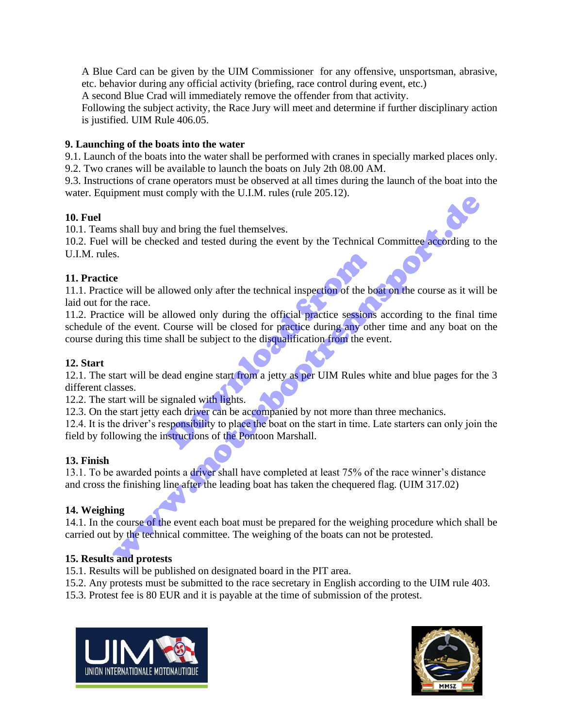A Blue Card can be given by the UIM Commissioner for any offensive, unsportsman, abrasive, etc. behavior during any official activity (briefing, race control during event, etc.)
A second Blue Crad will immediately remove the offender from that activity.
Following the subject activity, the Race Jury will meet and determine if further disciplinary action is justified. UIM Rule 406.05.

**9. Launching of the boats into the water**

9.1. Launch of the boats into the water shall be performed with cranes in specially marked places only.
9.2. Two cranes will be available to launch the boats on July 2th 08.00 AM.
9.3. Instructions of crane operators must be observed at all times during the launch of the boat into the water. Equipment must comply with the U.I.M. rules (rule 205.12).

**10. Fuel**

10.1. Teams shall buy and bring the fuel themselves.
10.2. Fuel will be checked and tested during the event by the Technical Committee according to the U.I.M. rules.

**11. Practice**

11.1. Practice will be allowed only after the technical inspection of the boat on the course as it will be laid out for the race.
11.2. Practice will be allowed only during the official practice sessions according to the final time schedule of the event. Course will be closed for practice during any other time and any boat on the course during this time shall be subject to the disqualification from the event.

**12. Start**

12.1. The start will be dead engine start from a jetty as per UIM Rules white and blue pages for the 3 different classes.
12.2. The start will be signaled with lights.
12.3. On the start jetty each driver can be accompanied by not more than three mechanics.
12.4. It is the driver's responsibility to place the boat on the start in time. Late starters can only join the field by following the instructions of the Pontoon Marshall.

**13. Finish**

13.1. To be awarded points a driver shall have completed at least 75% of the race winner's distance and cross the finishing line after the leading boat has taken the chequered flag. (UIM 317.02)

**14. Weighing**

14.1. In the course of the event each boat must be prepared for the weighing procedure which shall be carried out by the technical committee. The weighing of the boats can not be protested.

**15. Results and protests**

15.1. Results will be published on designated board in the PIT area.
15.2. Any protests must be submitted to the race secretary in English according to the UIM rule 403.
15.3. Protest fee is 80 EUR and it is payable at the time of submission of the protest.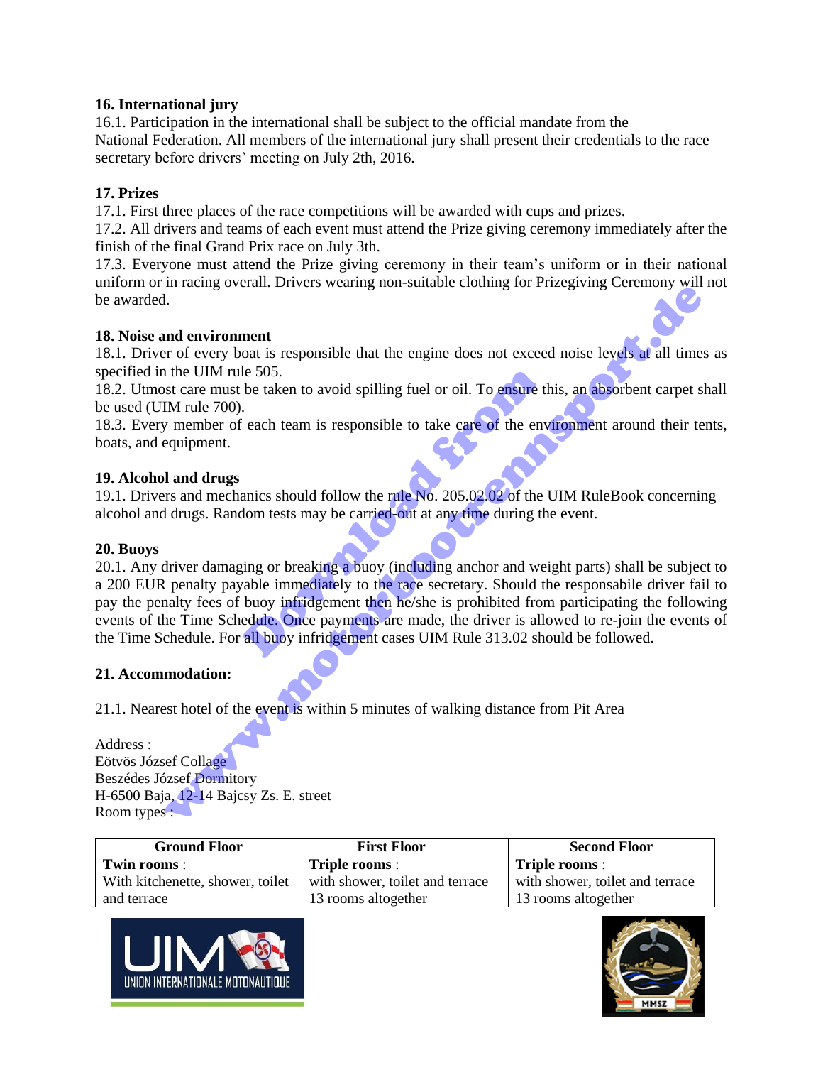**16. International jury**

16.1. Participation in the international shall be subject to the official mandate from the National Federation. All members of the international jury shall present their credentials to the race secretary before drivers' meeting on July 2th, 2016.

**17. Prizes**

17.1. First three places of the race competitions will be awarded with cups and prizes.

17.2. All drivers and teams of each event must attend the Prize giving ceremony immediately after the finish of the final Grand Prix race on July 3th.

17.3. Everyone must attend the Prize giving ceremony in their team's uniform or in their national uniform or in racing overall. Drivers wearing non-suitable clothing for Prizegiving Ceremony will not be awarded.

**18. Noise and environment**

18.1. Driver of every boat is responsible that the engine does not exceed noise levels at all times as specified in the UIM rule 505.

18.2. Utmost care must be taken to avoid spilling fuel or oil. To ensure this, an absorbent carpet shall be used (UIM rule 700).

18.3. Every member of each team is responsible to take care of the environment around their tents, boats, and equipment.

**19. Alcohol and drugs**

19.1. Drivers and mechanics should follow the rule No. 205.02.02 of the UIM RuleBook concerning alcohol and drugs. Random tests may be carried-out at any time during the event.

**20. Buoys**

20.1. Any driver damaging or breaking a buoy (including anchor and weight parts) shall be subject to a 200 EUR penalty payable immediately to the race secretary. Should the responsabile driver fail to pay the penalty fees of buoy infridgement then he/she is prohibited from participating the following events of the Time Schedule. Once payments are made, the driver is allowed to re-join the events of the Time Schedule. For all buoy infridgement cases UIM Rule 313.02 should be followed.

**21. Accommodation:**

21.1. Nearest hotel of the event is within 5 minutes of walking distance from Pit Area

Address :
Eötvös József Collage
Beszédes József Dormitory
H-6500 Baja, 12-14 Bajcsy Zs. E. street
Room types :

| Ground Floor | First Floor | Second Floor |
|---|---|---|
| **Twin rooms** :<br>With kitchenette, shower, toilet and terrace | **Triple rooms** :<br>with shower, toilet and terrace<br>13 rooms altogether | **Triple rooms** :<br>with shower, toilet and terrace<br>13 rooms altogether |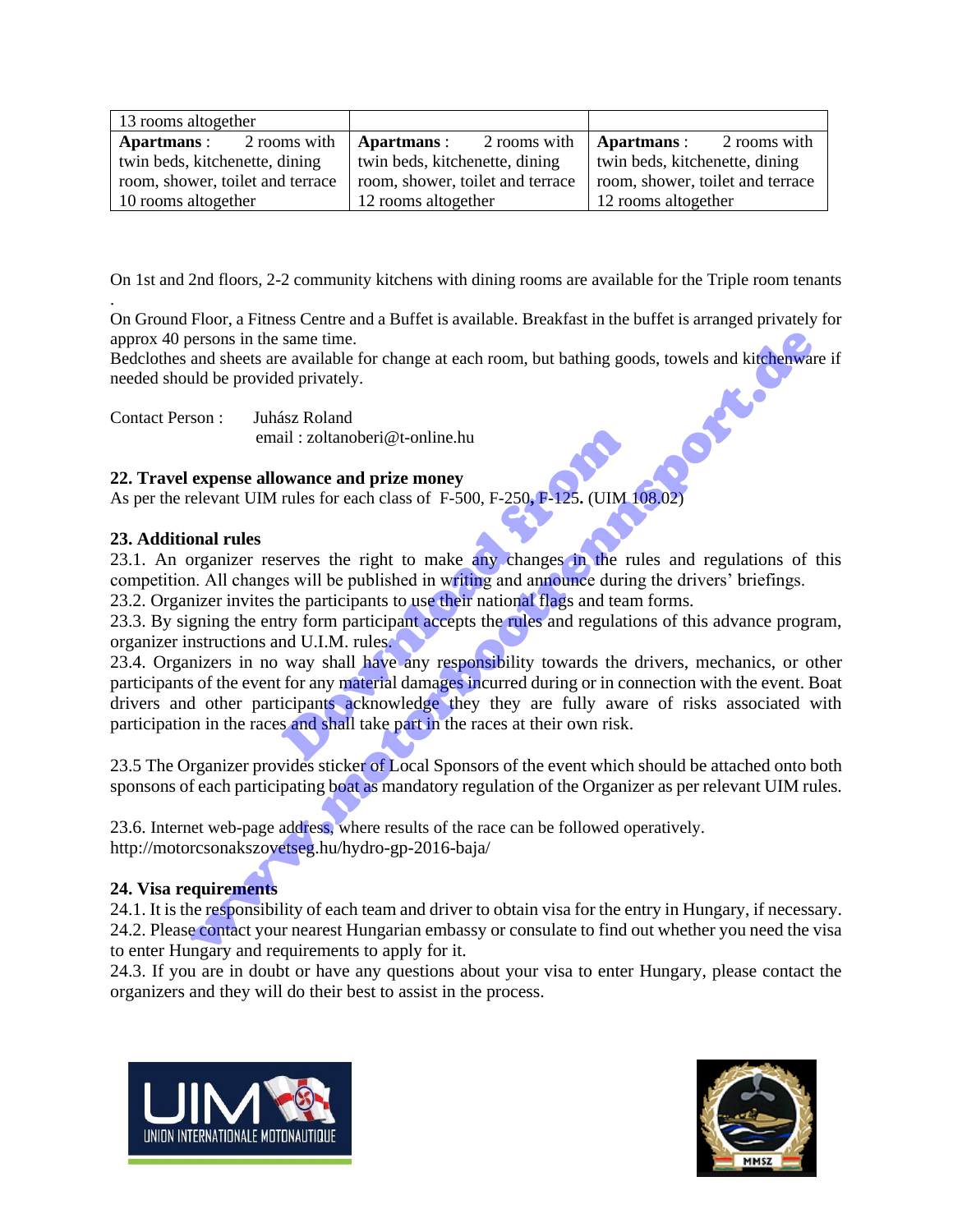| 13 rooms altogether | | |
|---|---|---|
| **Apartmans** : 2 rooms with twin beds, kitchenette, dining room, shower, toilet and terrace 10 rooms altogether | **Apartmans** : 2 rooms with twin beds, kitchenette, dining room, shower, toilet and terrace 12 rooms altogether | **Apartmans** : 2 rooms with twin beds, kitchenette, dining room, shower, toilet and terrace 12 rooms altogether |

On 1st and 2nd floors, 2-2 community kitchens with dining rooms are available for the Triple room tenants .

On Ground Floor, a Fitness Centre and a Buffet is available. Breakfast in the buffet is arranged privately for approx 40 persons in the same time.
Bedclothes and sheets are available for change at each room, but bathing goods, towels and kitchenware if needed should be provided privately.

Contact Person : Juhász Roland
email : zoltanoberi@t-online.hu

### 22. Travel expense allowance and prize money

As per the relevant UIM rules for each class of F-500, F-250, F-125. (UIM 108.02)

### 23. Additional rules

23.1. An organizer reserves the right to make any changes in the rules and regulations of this competition. All changes will be published in writing and announce during the drivers' briefings.
23.2. Organizer invites the participants to use their national flags and team forms.
23.3. By signing the entry form participant accepts the rules and regulations of this advance program, organizer instructions and U.I.M. rules.
23.4. Organizers in no way shall have any responsibility towards the drivers, mechanics, or other participants of the event for any material damages incurred during or in connection with the event. Boat drivers and other participants acknowledge they they are fully aware of risks associated with participation in the races and shall take part in the races at their own risk.

23.5 The Organizer provides sticker of Local Sponsors of the event which should be attached onto both sponsons of each participating boat as mandatory regulation of the Organizer as per relevant UIM rules.

23.6. Internet web-page address, where results of the race can be followed operatively.
http://motorcsonakszovetseg.hu/hydro-gp-2016-baja/

### 24. Visa requirements

24.1. It is the responsibility of each team and driver to obtain visa for the entry in Hungary, if necessary.
24.2. Please contact your nearest Hungarian embassy or consulate to find out whether you need the visa to enter Hungary and requirements to apply for it.
24.3. If you are in doubt or have any questions about your visa to enter Hungary, please contact the organizers and they will do their best to assist in the process.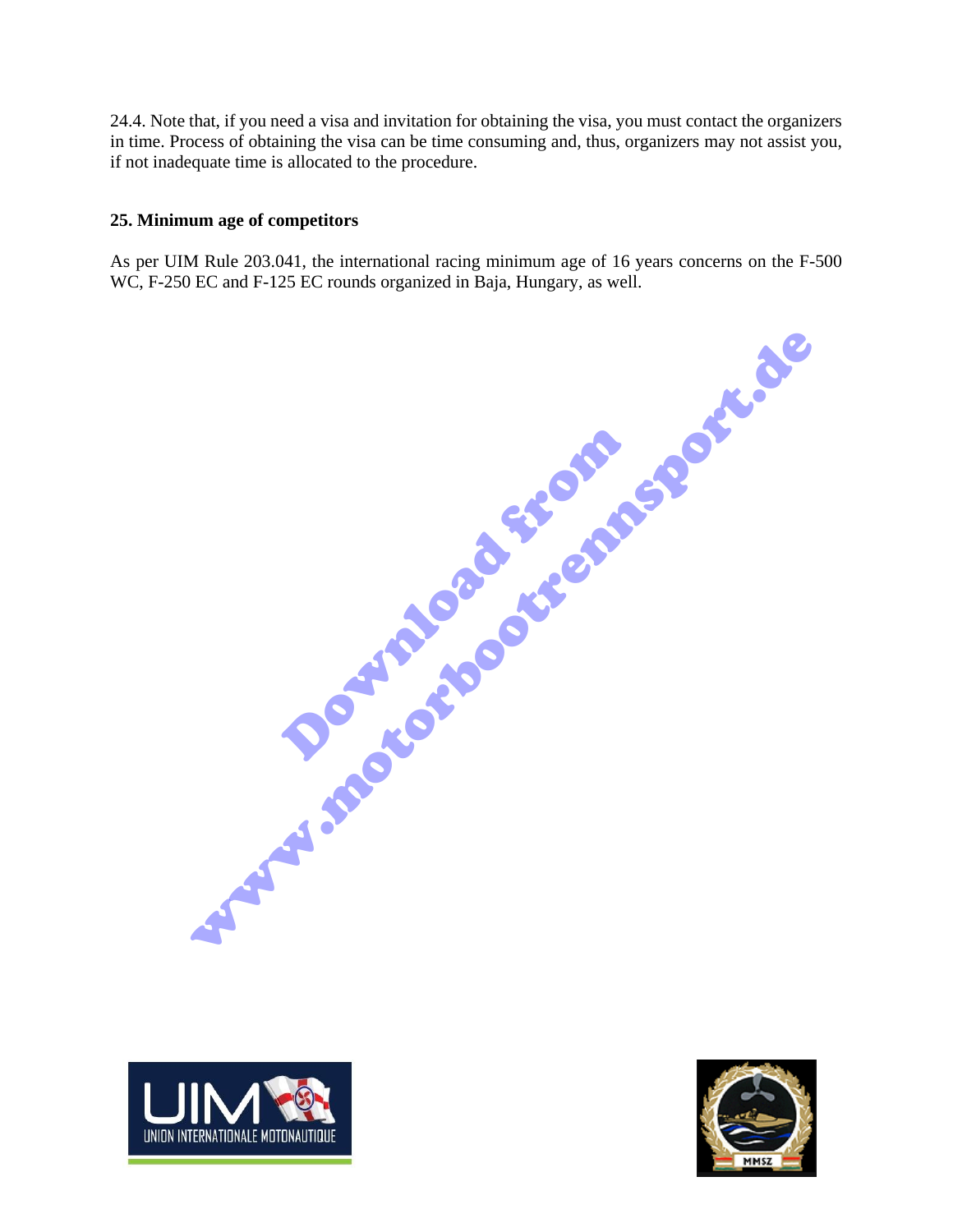24.4. Note that, if you need a visa and invitation for obtaining the visa, you must contact the organizers in time. Process of obtaining the visa can be time consuming and, thus, organizers may not assist you, if not inadequate time is allocated to the procedure.

**25. Minimum age of competitors**

As per UIM Rule 203.041, the international racing minimum age of 16 years concerns on the F-500 WC, F-250 EC and F-125 EC rounds organized in Baja, Hungary, as well.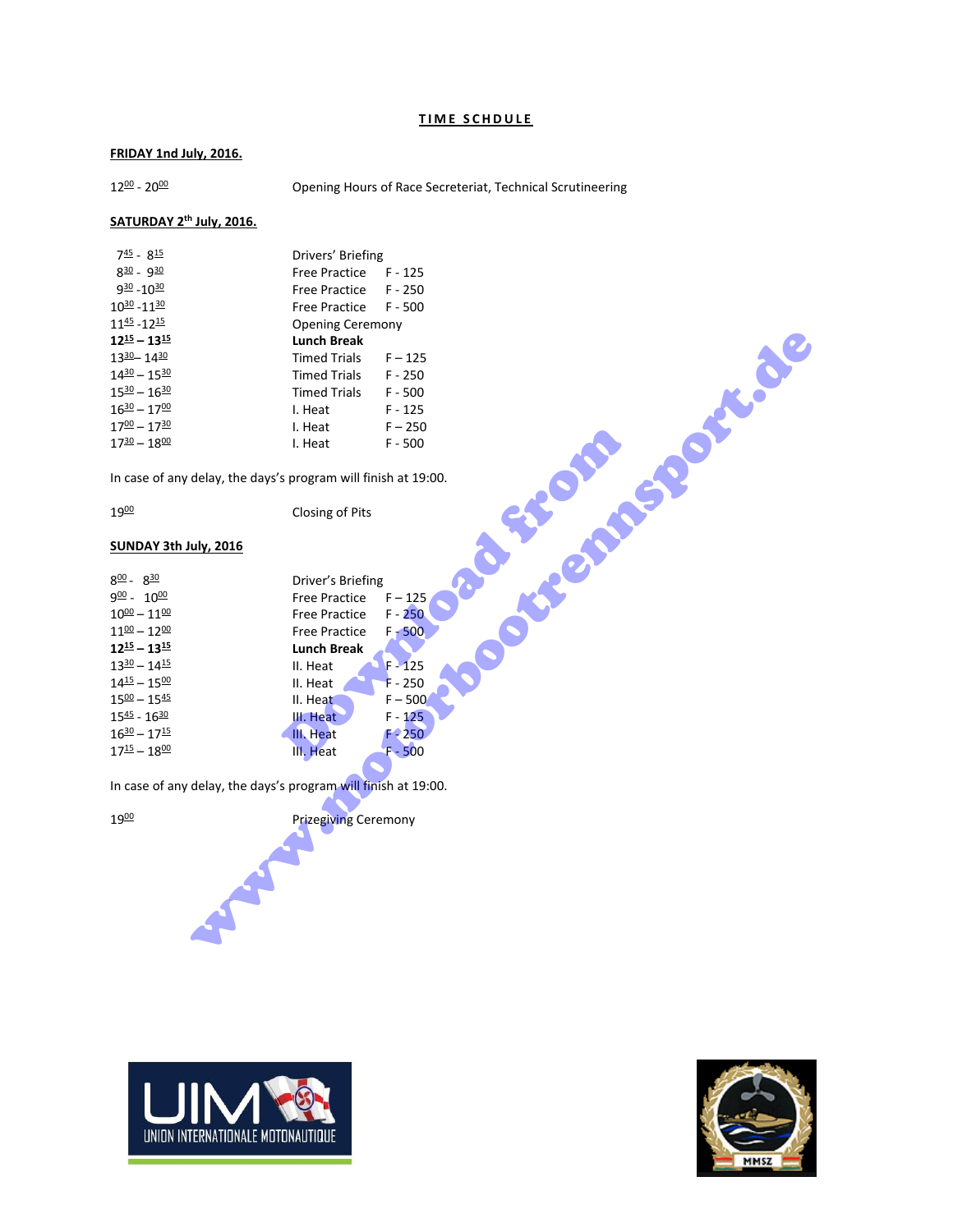# TIME SCHDULE

**FRIDAY 1nd July, 2016.**

| | |
|---|---|
| $12^{00}$ - $20^{00}$ | Opening Hours of Race Secreteriat, Technical Scrutineering |

**SATURDAY 2th July, 2016.**

| | | |
|---|---|---|
| $7^{45}$ - $8^{15}$ | Drivers' Briefing | |
| $8^{30}$ - $9^{30}$ | Free Practice | F - 125 |
| $9^{30}$ -$10^{30}$ | Free Practice | F - 250 |
| $10^{30}$ -$11^{30}$ | Free Practice | F - 500 |
| $11^{45}$ -$12^{15}$ | Opening Ceremony | |
| **$12^{15}$ – $13^{15}$** | **Lunch Break** | |
| $13^{30}$– $14^{30}$ | Timed Trials | F – 125 |
| $14^{30}$ – $15^{30}$ | Timed Trials | F - 250 |
| $15^{30}$ – $16^{30}$ | Timed Trials | F - 500 |
| $16^{30}$ – $17^{00}$ | I. Heat | F - 125 |
| $17^{00}$ – $17^{30}$ | I. Heat | F – 250 |
| $17^{30}$ – $18^{00}$ | I. Heat | F - 500 |

In case of any delay, the days's program will finish at 19:00.

| | |
|---|---|
| $19^{00}$ | Closing of Pits |

**SUNDAY 3th July, 2016**

| | | |
|---|---|---|
| $8^{00}$ - $8^{30}$ | Driver's Briefing | |
| $9^{00}$ - $10^{00}$ | Free Practice | F – 125 |
| $10^{00}$ – $11^{00}$ | Free Practice | F - 250 |
| $11^{00}$ – $12^{00}$ | Free Practice | F - 500 |
| **$12^{15}$ – $13^{15}$** | **Lunch Break** | |
| $13^{30}$ – $14^{15}$ | II. Heat | F - 125 |
| $14^{15}$ – $15^{00}$ | II. Heat | F - 250 |
| $15^{00}$ – $15^{45}$ | II. Heat | F – 500 |
| $15^{45}$ - $16^{30}$ | III. Heat | F - 125 |
| $16^{30}$ – $17^{15}$ | III. Heat | F - 250 |
| $17^{15}$ – $18^{00}$ | III. Heat | F - 500 |

In case of any delay, the days's program will finish at 19:00.

| | |
|---|---|
| $19^{00}$ | Prizegiving Ceremony |

UIM UNION INTERNATIONALE MOTONAUTIQUE

MMSZ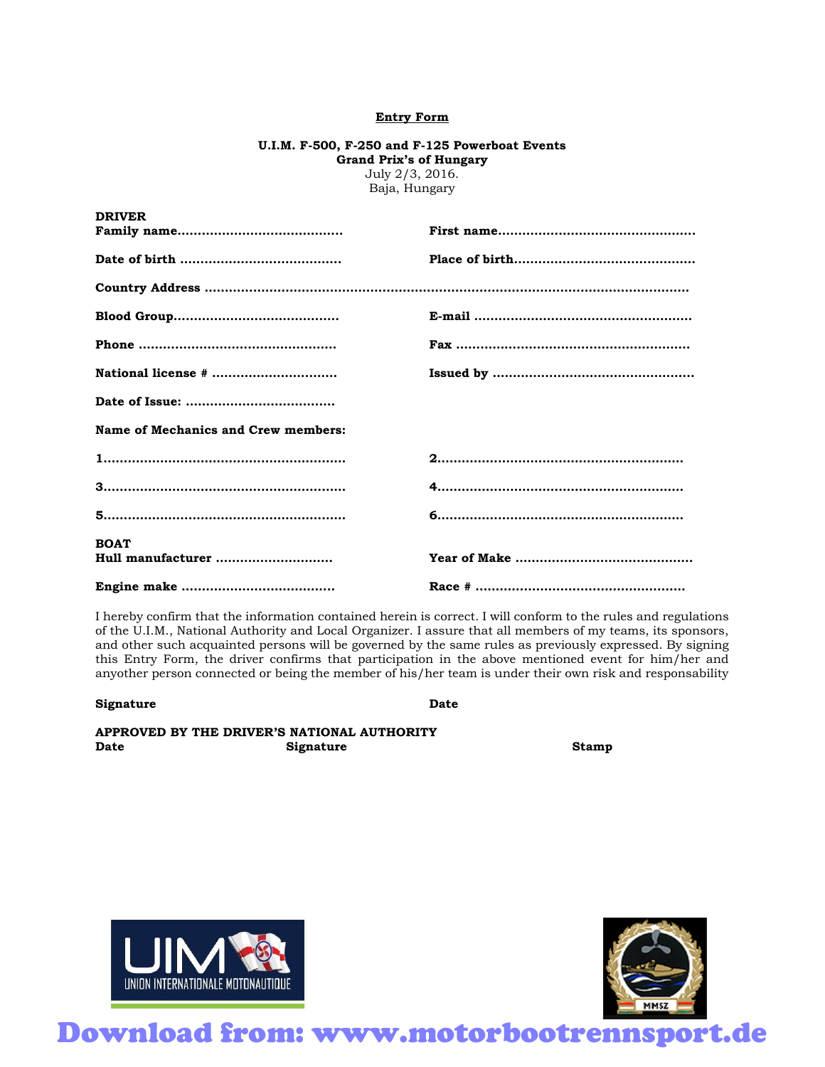# Entry Form

**U.I.M. F-500, F-250 and F-125 Powerboat Events**
**Grand Prix's of Hungary**
July 2/3, 2016.
Baja, Hungary

**DRIVER**

**Family name........................................** **First name................................................**

**Date of birth .......................................** **Place of birth............................................**

**Country Address .....................................................................................................................**

**Blood Group........................................** **E-mail .....................................................**

**Phone ................................................** **Fax .........................................................**

**National license # ..............................** **Issued by .................................................**

**Date of Issue: ....................................**

**Name of Mechanics and Crew members:**

**1...........................................................** **2............................................................**

**3...........................................................** **4............................................................**

**5...........................................................** **6............................................................**

**BOAT**

**Hull manufacturer ............................** **Year of Make ...........................................**

**Engine make .....................................** **Race # ...................................................**

I hereby confirm that the information contained herein is correct. I will conform to the rules and regulations of the U.I.M., National Authority and Local Organizer. I assure that all members of my teams, its sponsors, and other such acquainted persons will be governed by the same rules as previously expressed. By signing this Entry Form, the driver confirms that participation in the above mentioned event for him/her and anyother person connected or being the member of his/her team is under their own risk and responsability

**Signature** **Date**

**APPROVED BY THE DRIVER'S NATIONAL AUTHORITY**
**Date** **Signature** **Stamp**

UIM UNION INTERNATIONALE MOTONAUTIQUE

MMSZ

Download from: www.motorbootrennsport.de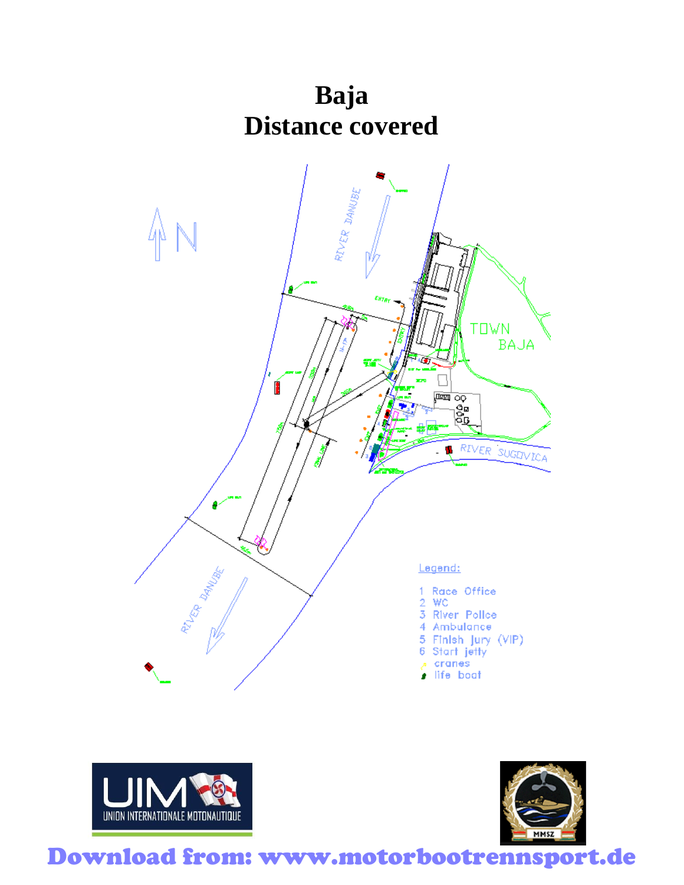# Baja
# Distance covered

N

RIVER DANUBE

TOWN
BAJA

RIVER SUGOVICA

RIVER DANUBE

Legend:

1 Race Office
2 WC
3 River Police
4 Ambulance
5 Finish Jury (VIP)
6 Start jetty
cranes
life boat

UIM UNION INTERNATIONALE MOTONAUTIQUE

MMSZ

Download from: www.motorbootrennsport.de